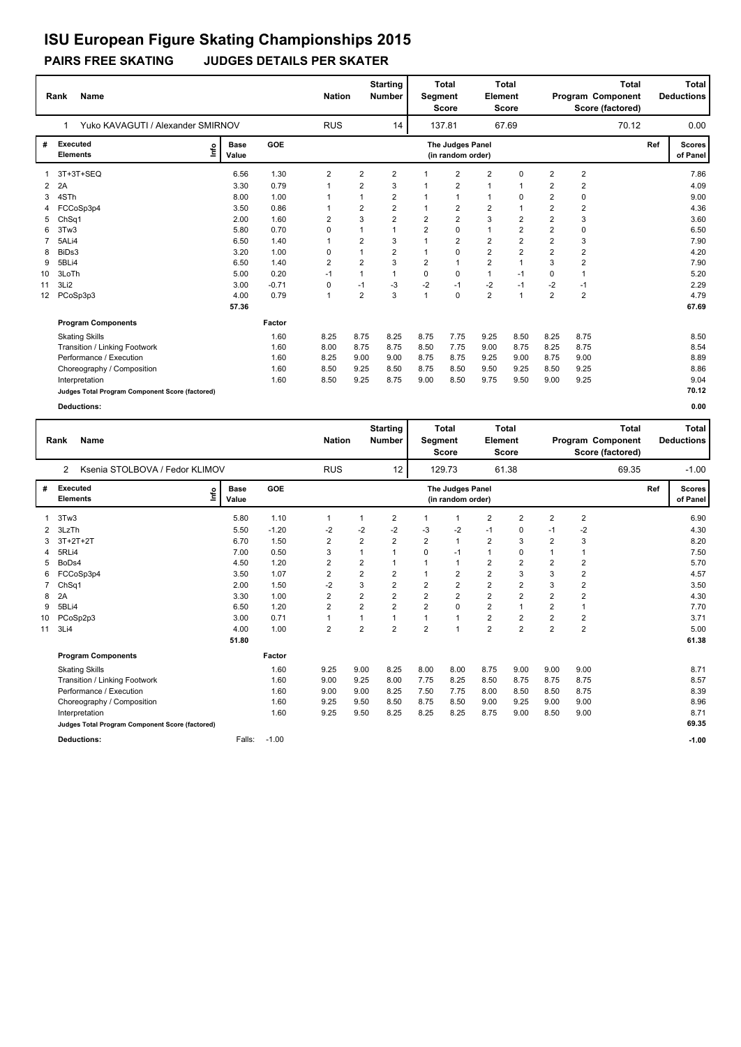# ISU European Figure Skating Championships 2015

**PAIRS FREE SKATING JUDGES DETAILS PER SKATER**

| Rank | Name | Nation | Starting Number | Total Segment Score | Total Element Score | Total Program Component Score (factored) | Total Deductions |
|---|---|---|---|---|---|---|---|
| 1 | Yuko KAVAGUTI / Alexander SMIRNOV | RUS | 14 | 137.81 | 67.69 | 70.12 | 0.00 |

| # | Executed Elements | Info | Base Value | GOE | J1 | J2 | J3 | J4 | J5 | J6 | J7 | J8 | J9 | Ref | Scores of Panel |
|---|---|---|---|---|---|---|---|---|---|---|---|---|---|---|---|
| 1 | 3T+3T+SEQ | | 6.56 | 1.30 | 2 | 2 | 2 | 1 | 2 | 2 | 0 | 2 | 2 | | 7.86 |
| 2 | 2A | | 3.30 | 0.79 | 1 | 2 | 3 | 1 | 2 | 1 | 1 | 2 | 2 | | 4.09 |
| 3 | 4STh | | 8.00 | 1.00 | 1 | 1 | 2 | 1 | 1 | 1 | 0 | 2 | 0 | | 9.00 |
| 4 | FCCoSp3p4 | | 3.50 | 0.86 | 1 | 2 | 2 | 1 | 2 | 2 | 1 | 2 | 2 | | 4.36 |
| 5 | ChSq1 | | 2.00 | 1.60 | 2 | 3 | 2 | 2 | 2 | 3 | 2 | 2 | 3 | | 3.60 |
| 6 | 3Tw3 | | 5.80 | 0.70 | 0 | 1 | 1 | 2 | 0 | 1 | 2 | 2 | 0 | | 6.50 |
| 7 | 5ALi4 | | 6.50 | 1.40 | 1 | 2 | 3 | 1 | 2 | 2 | 2 | 2 | 3 | | 7.90 |
| 8 | BiDs3 | | 3.20 | 1.00 | 0 | 1 | 2 | 1 | 0 | 2 | 2 | 2 | 2 | | 4.20 |
| 9 | 5BLi4 | | 6.50 | 1.40 | 2 | 2 | 3 | 2 | 1 | 2 | 1 | 3 | 2 | | 7.90 |
| 10 | 3LoTh | | 5.00 | 0.20 | -1 | 1 | 1 | 0 | 0 | 1 | -1 | 0 | 1 | | 5.20 |
| 11 | 3Li2 | | 3.00 | -0.71 | 0 | -1 | -3 | -2 | -1 | -2 | -1 | -2 | -1 | | 2.29 |
| 12 | PCoSp3p3 | | 4.00 | 0.79 | 1 | 2 | 3 | 1 | 0 | 2 | 1 | 2 | 2 | | 4.79 |
| | | | 57.36 | | | | | | | | | | | | 67.69 |

| Program Components | Factor | J1 | J2 | J3 | J4 | J5 | J6 | J7 | J8 | J9 | Scores of Panel |
|---|---|---|---|---|---|---|---|---|---|---|---|
| Skating Skills | 1.60 | 8.25 | 8.75 | 8.25 | 8.75 | 7.75 | 9.25 | 8.50 | 8.25 | 8.75 | 8.50 |
| Transition / Linking Footwork | 1.60 | 8.00 | 8.75 | 8.75 | 8.50 | 7.75 | 9.00 | 8.75 | 8.25 | 8.75 | 8.54 |
| Performance / Execution | 1.60 | 8.25 | 9.00 | 9.00 | 8.75 | 8.75 | 9.25 | 9.00 | 8.75 | 9.00 | 8.89 |
| Choreography / Composition | 1.60 | 8.50 | 9.25 | 8.50 | 8.75 | 8.50 | 9.50 | 9.25 | 8.50 | 9.25 | 8.86 |
| Interpretation | 1.60 | 8.50 | 9.25 | 8.75 | 9.00 | 8.50 | 9.75 | 9.50 | 9.00 | 9.25 | 9.04 |
| Judges Total Program Component Score (factored) | | | | | | | | | | | 70.12 |

**Deductions:** 0.00

| Rank | Name | Nation | Starting Number | Total Segment Score | Total Element Score | Total Program Component Score (factored) | Total Deductions |
|---|---|---|---|---|---|---|---|
| 2 | Ksenia STOLBOVA / Fedor KLIMOV | RUS | 12 | 129.73 | 61.38 | 69.35 | -1.00 |

| # | Executed Elements | Info | Base Value | GOE | J1 | J2 | J3 | J4 | J5 | J6 | J7 | J8 | J9 | Ref | Scores of Panel |
|---|---|---|---|---|---|---|---|---|---|---|---|---|---|---|---|
| 1 | 3Tw3 | | 5.80 | 1.10 | 1 | 1 | 2 | 1 | 1 | 2 | 2 | 2 | 2 | | 6.90 |
| 2 | 3LzTh | | 5.50 | -1.20 | -2 | -2 | -2 | -3 | -2 | -1 | 0 | -1 | -2 | | 4.30 |
| 3 | 3T+2T+2T | | 6.70 | 1.50 | 2 | 2 | 2 | 2 | 1 | 2 | 3 | 2 | 3 | | 8.20 |
| 4 | 5RLi4 | | 7.00 | 0.50 | 3 | 1 | 1 | 0 | -1 | 1 | 0 | 1 | 1 | | 7.50 |
| 5 | BoDs4 | | 4.50 | 1.20 | 2 | 2 | 1 | 1 | 1 | 2 | 2 | 2 | 2 | | 5.70 |
| 6 | FCCoSp3p4 | | 3.50 | 1.07 | 2 | 2 | 2 | 1 | 2 | 2 | 3 | 3 | 2 | | 4.57 |
| 7 | ChSq1 | | 2.00 | 1.50 | -2 | 3 | 2 | 2 | 2 | 2 | 2 | 3 | 2 | | 3.50 |
| 8 | 2A | | 3.30 | 1.00 | 2 | 2 | 2 | 2 | 2 | 2 | 2 | 2 | 2 | | 4.30 |
| 9 | 5BLi4 | | 6.50 | 1.20 | 2 | 2 | 2 | 2 | 0 | 2 | 1 | 2 | 1 | | 7.70 |
| 10 | PCoSp2p3 | | 3.00 | 0.71 | 1 | 1 | 1 | 1 | 1 | 2 | 2 | 2 | 2 | | 3.71 |
| 11 | 3Li4 | | 4.00 | 1.00 | 2 | 2 | 2 | 2 | 1 | 2 | 2 | 2 | 2 | | 5.00 |
| | | | 51.80 | | | | | | | | | | | | 61.38 |

| Program Components | Factor | J1 | J2 | J3 | J4 | J5 | J6 | J7 | J8 | J9 | Scores of Panel |
|---|---|---|---|---|---|---|---|---|---|---|---|
| Skating Skills | 1.60 | 9.25 | 9.00 | 8.25 | 8.00 | 8.00 | 8.75 | 9.00 | 9.00 | 9.00 | 8.71 |
| Transition / Linking Footwork | 1.60 | 9.00 | 9.25 | 8.00 | 7.75 | 8.25 | 8.50 | 8.75 | 8.75 | 8.75 | 8.57 |
| Performance / Execution | 1.60 | 9.00 | 9.00 | 8.25 | 7.50 | 7.75 | 8.00 | 8.50 | 8.50 | 8.75 | 8.39 |
| Choreography / Composition | 1.60 | 9.25 | 9.50 | 8.50 | 8.75 | 8.50 | 9.00 | 9.25 | 9.00 | 9.00 | 8.96 |
| Interpretation | 1.60 | 9.25 | 9.50 | 8.25 | 8.25 | 8.25 | 8.75 | 9.00 | 8.50 | 9.00 | 8.71 |
| Judges Total Program Component Score (factored) | | | | | | | | | | | 69.35 |

**Deductions:** Falls: -1.00 — -1.00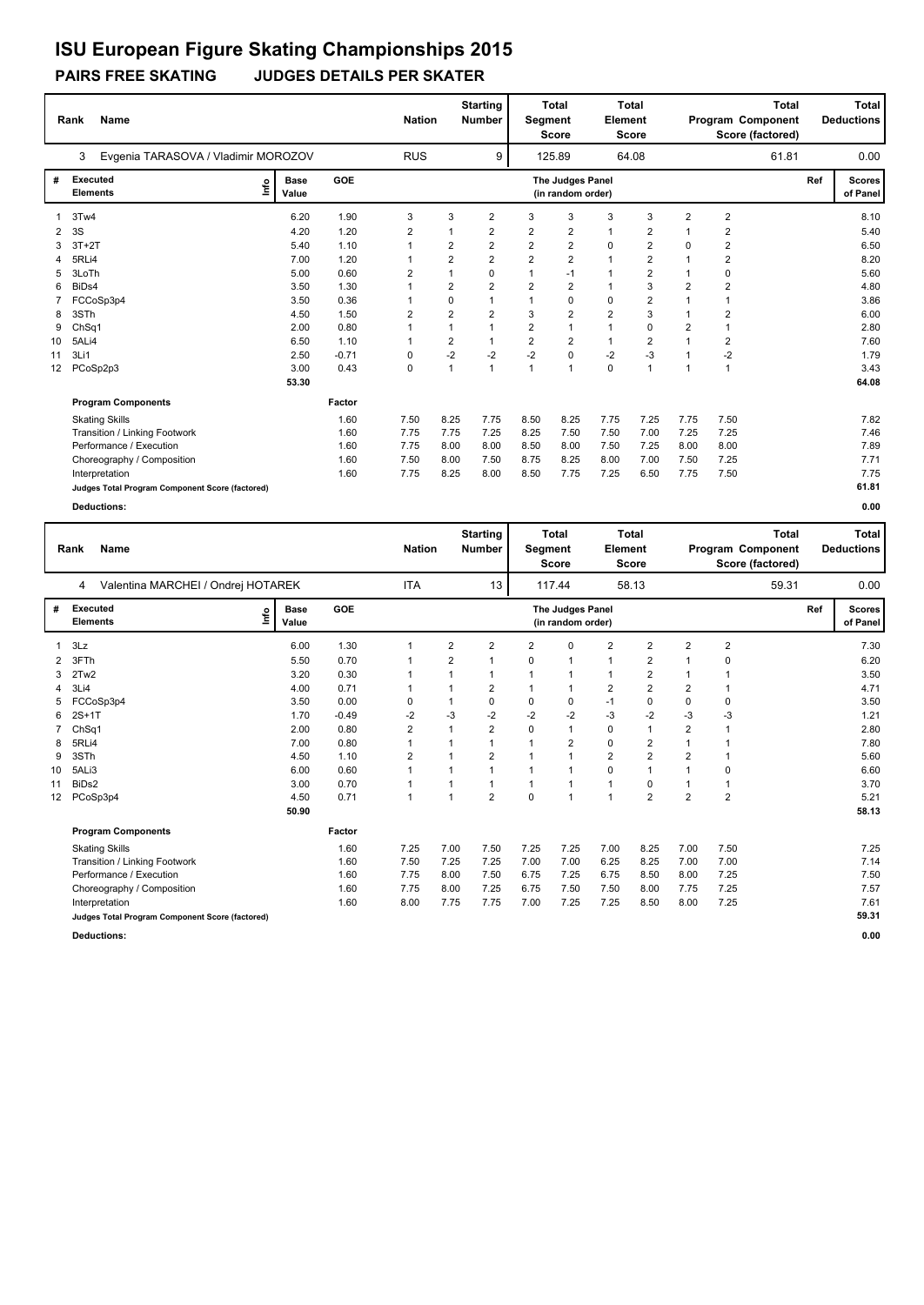# ISU European Figure Skating Championships 2015

## PAIRS FREE SKATING    JUDGES DETAILS PER SKATER

| Rank | Name | Nation | Starting Number | Total Segment Score | Total Element Score | Total Program Component Score (factored) | Total Deductions |
|---|---|---|---|---|---|---|---|
| 3 | Evgenia TARASOVA / Vladimir MOROZOV | RUS | 9 | 125.89 | 64.08 | 61.81 | 0.00 |

| # | Executed Elements | Info | Base Value | GOE | J1 | J2 | J3 | J4 | J5 | J6 | J7 | J8 | J9 | Ref | Scores of Panel |
|---|---|---|---|---|---|---|---|---|---|---|---|---|---|---|---|
| 1 | 3Tw4 | | 6.20 | 1.90 | 3 | 3 | 2 | 3 | 3 | 3 | 3 | 2 | 2 | | 8.10 |
| 2 | 3S | | 4.20 | 1.20 | 2 | 1 | 2 | 2 | 2 | 1 | 2 | 1 | 2 | | 5.40 |
| 3 | 3T+2T | | 5.40 | 1.10 | 1 | 2 | 2 | 2 | 2 | 0 | 2 | 0 | 2 | | 6.50 |
| 4 | 5RLi4 | | 7.00 | 1.20 | 1 | 2 | 2 | 2 | 2 | 1 | 2 | 1 | 2 | | 8.20 |
| 5 | 3LoTh | | 5.00 | 0.60 | 2 | 1 | 0 | 1 | -1 | 1 | 2 | 1 | 0 | | 5.60 |
| 6 | BiDs4 | | 3.50 | 1.30 | 1 | 2 | 2 | 2 | 2 | 1 | 3 | 2 | 2 | | 4.80 |
| 7 | FCCoSp3p4 | | 3.50 | 0.36 | 1 | 0 | 1 | 1 | 0 | 0 | 2 | 1 | 1 | | 3.86 |
| 8 | 3STh | | 4.50 | 1.50 | 2 | 2 | 2 | 3 | 2 | 2 | 3 | 1 | 2 | | 6.00 |
| 9 | ChSq1 | | 2.00 | 0.80 | 1 | 1 | 1 | 2 | 1 | 1 | 0 | 2 | 1 | | 2.80 |
| 10 | 5ALi4 | | 6.50 | 1.10 | 1 | 2 | 1 | 2 | 2 | 1 | 2 | 1 | 2 | | 7.60 |
| 11 | 3Li1 | | 2.50 | -0.71 | 0 | -2 | -2 | -2 | 0 | -2 | -3 | 1 | -2 | | 1.79 |
| 12 | PCoSp2p3 | | 3.00 | 0.43 | 0 | 1 | 1 | 1 | 1 | 0 | 1 | 1 | 1 | | 3.43 |
| | | | 53.30 | | | | | | | | | | | | 64.08 |

| Program Components | Factor | J1 | J2 | J3 | J4 | J5 | J6 | J7 | J8 | J9 | Scores of Panel |
|---|---|---|---|---|---|---|---|---|---|---|---|
| Skating Skills | 1.60 | 7.50 | 8.25 | 7.75 | 8.50 | 8.25 | 7.75 | 7.25 | 7.75 | 7.50 | 7.82 |
| Transition / Linking Footwork | 1.60 | 7.75 | 7.75 | 7.25 | 8.25 | 7.50 | 7.50 | 7.00 | 7.25 | 7.25 | 7.46 |
| Performance / Execution | 1.60 | 7.75 | 8.00 | 8.00 | 8.50 | 8.00 | 7.50 | 7.25 | 8.00 | 8.00 | 7.89 |
| Choreography / Composition | 1.60 | 7.50 | 8.00 | 7.50 | 8.75 | 8.25 | 8.00 | 7.00 | 7.50 | 7.25 | 7.71 |
| Interpretation | 1.60 | 7.75 | 8.25 | 8.00 | 8.50 | 7.75 | 7.25 | 6.50 | 7.75 | 7.50 | 7.75 |
| Judges Total Program Component Score (factored) | | | | | | | | | | | 61.81 |

**Deductions:** 0.00

| Rank | Name | Nation | Starting Number | Total Segment Score | Total Element Score | Total Program Component Score (factored) | Total Deductions |
|---|---|---|---|---|---|---|---|
| 4 | Valentina MARCHEI / Ondrej HOTAREK | ITA | 13 | 117.44 | 58.13 | 59.31 | 0.00 |

| # | Executed Elements | Info | Base Value | GOE | J1 | J2 | J3 | J4 | J5 | J6 | J7 | J8 | J9 | Ref | Scores of Panel |
|---|---|---|---|---|---|---|---|---|---|---|---|---|---|---|---|
| 1 | 3Lz | | 6.00 | 1.30 | 1 | 2 | 2 | 2 | 0 | 2 | 2 | 2 | 2 | | 7.30 |
| 2 | 3FTh | | 5.50 | 0.70 | 1 | 2 | 1 | 0 | 1 | 1 | 2 | 1 | 0 | | 6.20 |
| 3 | 2Tw2 | | 3.20 | 0.30 | 1 | 1 | 1 | 1 | 1 | 1 | 2 | 1 | 1 | | 3.50 |
| 4 | 3Li4 | | 4.00 | 0.71 | 1 | 1 | 2 | 1 | 1 | 2 | 2 | 2 | 1 | | 4.71 |
| 5 | FCCoSp3p4 | | 3.50 | 0.00 | 0 | 1 | 0 | 0 | 0 | -1 | 0 | 0 | 0 | | 3.50 |
| 6 | 2S+1T | | 1.70 | -0.49 | -2 | -3 | -2 | -2 | -2 | -3 | -2 | -3 | -3 | | 1.21 |
| 7 | ChSq1 | | 2.00 | 0.80 | 2 | 1 | 2 | 0 | 1 | 0 | 1 | 2 | 1 | | 2.80 |
| 8 | 5RLi4 | | 7.00 | 0.80 | 1 | 1 | 1 | 1 | 2 | 0 | 2 | 1 | 1 | | 7.80 |
| 9 | 3STh | | 4.50 | 1.10 | 2 | 1 | 2 | 1 | 1 | 2 | 2 | 2 | 1 | | 5.60 |
| 10 | 5ALi3 | | 6.00 | 0.60 | 1 | 1 | 1 | 1 | 1 | 0 | 1 | 1 | 0 | | 6.60 |
| 11 | BiDs2 | | 3.00 | 0.70 | 1 | 1 | 1 | 1 | 1 | 1 | 0 | 1 | 1 | | 3.70 |
| 12 | PCoSp3p4 | | 4.50 | 0.71 | 1 | 1 | 2 | 0 | 1 | 1 | 2 | 2 | 2 | | 5.21 |
| | | | 50.90 | | | | | | | | | | | | 58.13 |

| Program Components | Factor | J1 | J2 | J3 | J4 | J5 | J6 | J7 | J8 | J9 | Scores of Panel |
|---|---|---|---|---|---|---|---|---|---|---|---|
| Skating Skills | 1.60 | 7.25 | 7.00 | 7.50 | 7.25 | 7.25 | 7.00 | 8.25 | 7.00 | 7.50 | 7.25 |
| Transition / Linking Footwork | 1.60 | 7.50 | 7.25 | 7.25 | 7.00 | 7.00 | 6.25 | 8.25 | 7.00 | 7.00 | 7.14 |
| Performance / Execution | 1.60 | 7.75 | 8.00 | 7.50 | 6.75 | 7.25 | 6.75 | 8.50 | 8.00 | 7.25 | 7.50 |
| Choreography / Composition | 1.60 | 7.75 | 8.00 | 7.25 | 6.75 | 7.50 | 7.50 | 8.00 | 7.75 | 7.25 | 7.57 |
| Interpretation | 1.60 | 8.00 | 7.75 | 7.75 | 7.00 | 7.25 | 7.25 | 8.50 | 8.00 | 7.25 | 7.61 |
| Judges Total Program Component Score (factored) | | | | | | | | | | | 59.31 |

**Deductions:** 0.00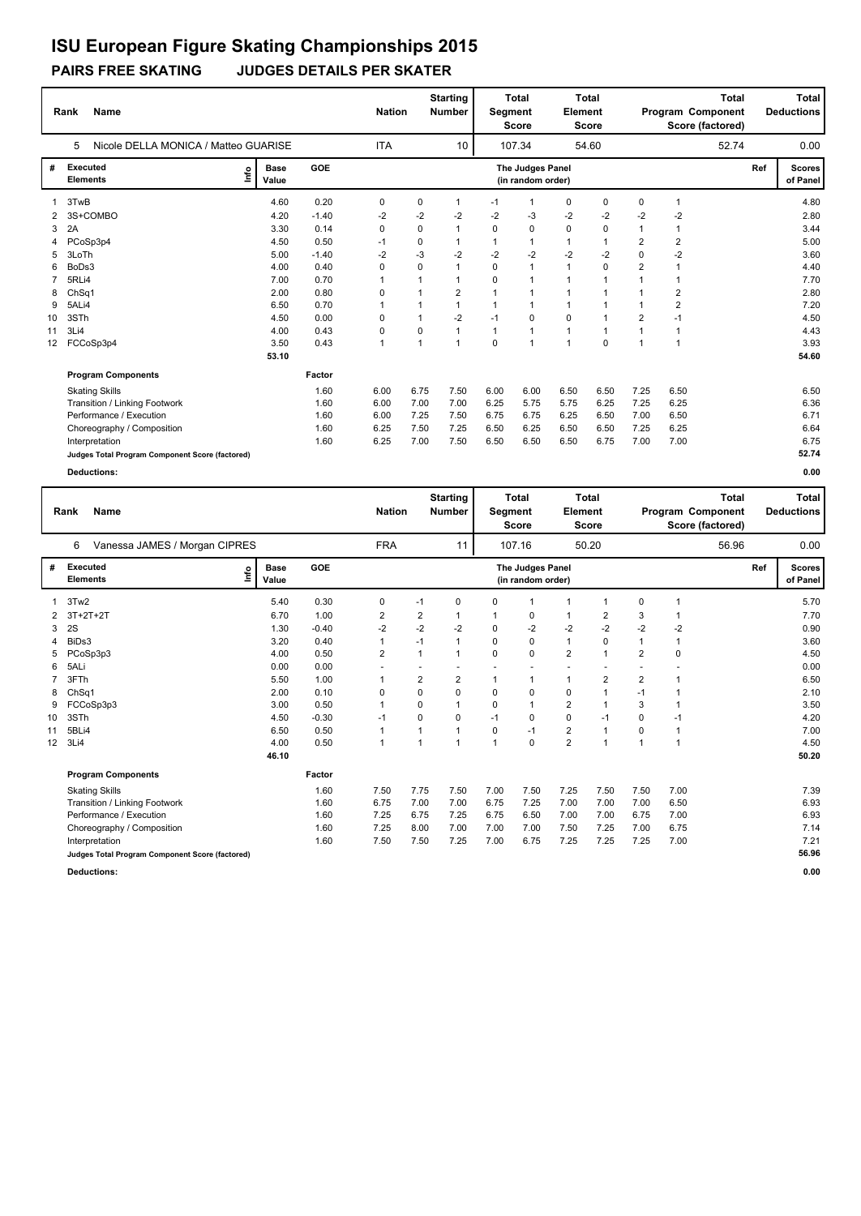# ISU European Figure Skating Championships 2015

## PAIRS FREE SKATING JUDGES DETAILS PER SKATER

| Rank | Name | Nation | Starting Number | Total Segment Score | Total Element Score | Total Program Component Score (factored) | Total Deductions |
|---|---|---|---|---|---|---|---|
| 5 | Nicole DELLA MONICA / Matteo GUARISE | ITA | 10 | 107.34 | 54.60 | 52.74 | 0.00 |

| # | Executed Elements | Info | Base Value | GOE | J1 | J2 | J3 | J4 | J5 | J6 | J7 | J8 | J9 | Ref | Scores of Panel |
|---|---|---|---|---|---|---|---|---|---|---|---|---|---|---|---|
| 1 | 3TwB | | 4.60 | 0.20 | 0 | 0 | 1 | -1 | 1 | 0 | 0 | 0 | 1 | | 4.80 |
| 2 | 3S+COMBO | | 4.20 | -1.40 | -2 | -2 | -2 | -2 | -3 | -2 | -2 | -2 | -2 | | 2.80 |
| 3 | 2A | | 3.30 | 0.14 | 0 | 0 | 1 | 0 | 0 | 0 | 0 | 1 | 1 | | 3.44 |
| 4 | PCoSp3p4 | | 4.50 | 0.50 | -1 | 0 | 1 | 1 | 1 | 1 | 1 | 2 | 2 | | 5.00 |
| 5 | 3LoTh | | 5.00 | -1.40 | -2 | -3 | -2 | -2 | -2 | -2 | -2 | 0 | -2 | | 3.60 |
| 6 | BoDs3 | | 4.00 | 0.40 | 0 | 0 | 1 | 0 | 1 | 1 | 0 | 2 | 1 | | 4.40 |
| 7 | 5RLi4 | | 7.00 | 0.70 | 1 | 1 | 1 | 0 | 1 | 1 | 1 | 1 | 1 | | 7.70 |
| 8 | ChSq1 | | 2.00 | 0.80 | 0 | 1 | 2 | 1 | 1 | 1 | 1 | 1 | 2 | | 2.80 |
| 9 | 5ALi4 | | 6.50 | 0.70 | 1 | 1 | 1 | 1 | 1 | 1 | 1 | 1 | 2 | | 7.20 |
| 10 | 3STh | | 4.50 | 0.00 | 0 | 1 | -2 | -1 | 0 | 0 | 1 | 2 | -1 | | 4.50 |
| 11 | 3Li4 | | 4.00 | 0.43 | 0 | 0 | 1 | 1 | 1 | 1 | 1 | 1 | 1 | | 4.43 |
| 12 | FCCoSp3p4 | | 3.50 | 0.43 | 1 | 1 | 1 | 0 | 1 | 1 | 0 | 1 | 1 | | 3.93 |
| | | | 53.10 | | | | | | | | | | | | 54.60 |

| Program Components | Factor | J1 | J2 | J3 | J4 | J5 | J6 | J7 | J8 | J9 | Scores of Panel |
|---|---|---|---|---|---|---|---|---|---|---|---|
| Skating Skills | 1.60 | 6.00 | 6.75 | 7.50 | 6.00 | 6.00 | 6.50 | 6.50 | 7.25 | 6.50 | 6.50 |
| Transition / Linking Footwork | 1.60 | 6.00 | 7.00 | 7.00 | 6.25 | 5.75 | 5.75 | 6.25 | 7.25 | 6.25 | 6.36 |
| Performance / Execution | 1.60 | 6.00 | 7.25 | 7.50 | 6.75 | 6.75 | 6.25 | 6.50 | 7.00 | 6.50 | 6.71 |
| Choreography / Composition | 1.60 | 6.25 | 7.50 | 7.25 | 6.50 | 6.25 | 6.50 | 6.50 | 7.25 | 6.25 | 6.64 |
| Interpretation | 1.60 | 6.25 | 7.00 | 7.50 | 6.50 | 6.50 | 6.50 | 6.75 | 7.00 | 7.00 | 6.75 |
| Judges Total Program Component Score (factored) | | | | | | | | | | | 52.74 |

**Deductions:** 0.00

| Rank | Name | Nation | Starting Number | Total Segment Score | Total Element Score | Total Program Component Score (factored) | Total Deductions |
|---|---|---|---|---|---|---|---|
| 6 | Vanessa JAMES / Morgan CIPRES | FRA | 11 | 107.16 | 50.20 | 56.96 | 0.00 |

| # | Executed Elements | Info | Base Value | GOE | J1 | J2 | J3 | J4 | J5 | J6 | J7 | J8 | J9 | Ref | Scores of Panel |
|---|---|---|---|---|---|---|---|---|---|---|---|---|---|---|---|
| 1 | 3Tw2 | | 5.40 | 0.30 | 0 | -1 | 0 | 0 | 1 | 1 | 1 | 0 | 1 | | 5.70 |
| 2 | 3T+2T+2T | | 6.70 | 1.00 | 2 | 2 | 1 | 1 | 0 | 1 | 2 | 3 | 1 | | 7.70 |
| 3 | 2S | | 1.30 | -0.40 | -2 | -2 | -2 | 0 | -2 | -2 | -2 | -2 | -2 | | 0.90 |
| 4 | BiDs3 | | 3.20 | 0.40 | 1 | -1 | 1 | 0 | 0 | 1 | 0 | 1 | 1 | | 3.60 |
| 5 | PCoSp3p3 | | 4.00 | 0.50 | 2 | 1 | 1 | 0 | 0 | 2 | 1 | 2 | 0 | | 4.50 |
| 6 | 5ALi | | 0.00 | 0.00 | - | - | - | - | - | - | - | - | - | | 0.00 |
| 7 | 3FTh | | 5.50 | 1.00 | 1 | 2 | 2 | 1 | 1 | 1 | 2 | 2 | 1 | | 6.50 |
| 8 | ChSq1 | | 2.00 | 0.10 | 0 | 0 | 0 | 0 | 0 | 0 | 1 | -1 | 1 | | 2.10 |
| 9 | FCCoSp3p3 | | 3.00 | 0.50 | 1 | 0 | 1 | 0 | 1 | 2 | 1 | 3 | 1 | | 3.50 |
| 10 | 3STh | | 4.50 | -0.30 | -1 | 0 | 0 | -1 | 0 | 0 | -1 | 0 | -1 | | 4.20 |
| 11 | 5BLi4 | | 6.50 | 0.50 | 1 | 1 | 1 | 0 | -1 | 2 | 1 | 0 | 1 | | 7.00 |
| 12 | 3Li4 | | 4.00 | 0.50 | 1 | 1 | 1 | 1 | 0 | 2 | 1 | 1 | 1 | | 4.50 |
| | | | 46.10 | | | | | | | | | | | | 50.20 |

| Program Components | Factor | J1 | J2 | J3 | J4 | J5 | J6 | J7 | J8 | J9 | Scores of Panel |
|---|---|---|---|---|---|---|---|---|---|---|---|
| Skating Skills | 1.60 | 7.50 | 7.75 | 7.50 | 7.00 | 7.50 | 7.25 | 7.50 | 7.50 | 7.00 | 7.39 |
| Transition / Linking Footwork | 1.60 | 6.75 | 7.00 | 7.00 | 6.75 | 7.25 | 7.00 | 7.00 | 7.00 | 6.50 | 6.93 |
| Performance / Execution | 1.60 | 7.25 | 6.75 | 7.25 | 6.75 | 6.50 | 7.00 | 7.00 | 6.75 | 7.00 | 6.93 |
| Choreography / Composition | 1.60 | 7.25 | 8.00 | 7.00 | 7.00 | 7.00 | 7.50 | 7.25 | 7.00 | 6.75 | 7.14 |
| Interpretation | 1.60 | 7.50 | 7.50 | 7.25 | 7.00 | 6.75 | 7.25 | 7.25 | 7.25 | 7.00 | 7.21 |
| Judges Total Program Component Score (factored) | | | | | | | | | | | 56.96 |

**Deductions:** 0.00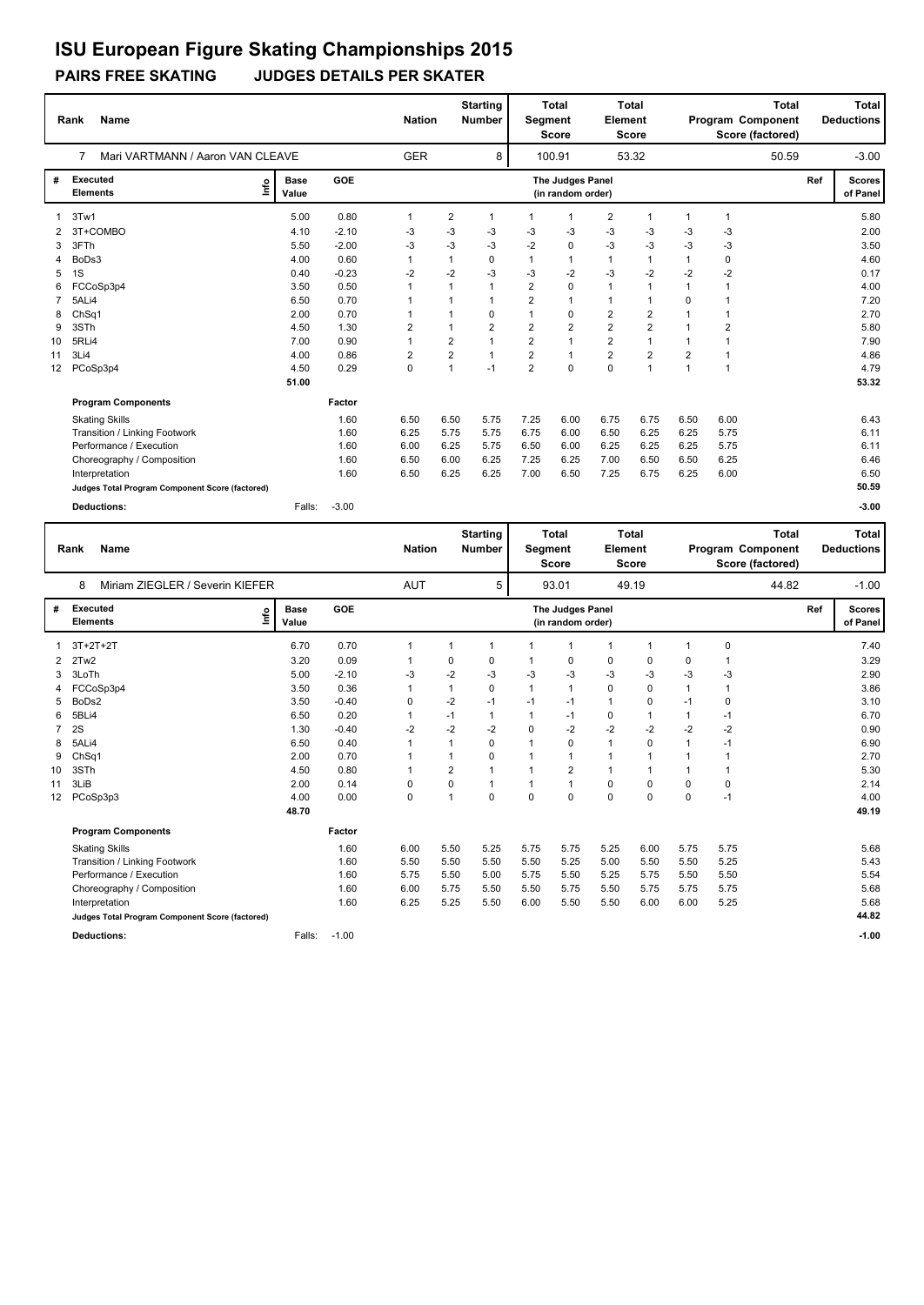# ISU European Figure Skating Championships 2015

## PAIRS FREE SKATING JUDGES DETAILS PER SKATER

| Rank | Name | Nation | Starting Number | Total Segment Score | Total Element Score | Total Program Component Score (factored) | Total Deductions |
|---|---|---|---|---|---|---|---|
| 7 | Mari VARTMANN / Aaron VAN CLEAVE | GER | 8 | 100.91 | 53.32 | 50.59 | -3.00 |

| # | Executed Elements | Info | Base Value | GOE | J1 | J2 | J3 | J4 | J5 | J6 | J7 | J8 | J9 | Ref | Scores of Panel |
|---|---|---|---|---|---|---|---|---|---|---|---|---|---|---|---|
| 1 | 3Tw1 | | 5.00 | 0.80 | 1 | 2 | 1 | 1 | 1 | 2 | 1 | 1 | 1 | | 5.80 |
| 2 | 3T+COMBO | | 4.10 | -2.10 | -3 | -3 | -3 | -3 | -3 | -3 | -3 | -3 | -3 | | 2.00 |
| 3 | 3FTh | | 5.50 | -2.00 | -3 | -3 | -3 | -2 | 0 | -3 | -3 | -3 | -3 | | 3.50 |
| 4 | BoDs3 | | 4.00 | 0.60 | 1 | 1 | 0 | 1 | 1 | 1 | 1 | 1 | 0 | | 4.60 |
| 5 | 1S | | 0.40 | -0.23 | -2 | -2 | -3 | -3 | -2 | -3 | -2 | -2 | -2 | | 0.17 |
| 6 | FCCoSp3p4 | | 3.50 | 0.50 | 1 | 1 | 1 | 2 | 0 | 1 | 1 | 1 | 1 | | 4.00 |
| 7 | 5ALi4 | | 6.50 | 0.70 | 1 | 1 | 1 | 2 | 1 | 1 | 1 | 0 | 1 | | 7.20 |
| 8 | ChSq1 | | 2.00 | 0.70 | 1 | 1 | 0 | 1 | 0 | 2 | 2 | 1 | 1 | | 2.70 |
| 9 | 3STh | | 4.50 | 1.30 | 2 | 1 | 2 | 2 | 2 | 2 | 2 | 1 | 2 | | 5.80 |
| 10 | 5RLi4 | | 7.00 | 0.90 | 1 | 2 | 1 | 2 | 1 | 2 | 1 | 1 | 1 | | 7.90 |
| 11 | 3Li4 | | 4.00 | 0.86 | 2 | 2 | 1 | 2 | 1 | 2 | 2 | 2 | 1 | | 4.86 |
| 12 | PCoSp3p4 | | 4.50 | 0.29 | 0 | 1 | -1 | 2 | 0 | 0 | 1 | 1 | 1 | | 4.79 |
| | | | 51.00 | | | | | | | | | | | | 53.32 |

| Program Components | Factor | J1 | J2 | J3 | J4 | J5 | J6 | J7 | J8 | J9 | Scores of Panel |
|---|---|---|---|---|---|---|---|---|---|---|---|
| Skating Skills | 1.60 | 6.50 | 6.50 | 5.75 | 7.25 | 6.00 | 6.75 | 6.75 | 6.50 | 6.00 | 6.43 |
| Transition / Linking Footwork | 1.60 | 6.25 | 5.75 | 5.75 | 6.75 | 6.00 | 6.50 | 6.25 | 6.25 | 5.75 | 6.11 |
| Performance / Execution | 1.60 | 6.00 | 6.25 | 5.75 | 6.50 | 6.00 | 6.25 | 6.25 | 6.25 | 5.75 | 6.11 |
| Choreography / Composition | 1.60 | 6.50 | 6.00 | 6.25 | 7.25 | 6.25 | 7.00 | 6.50 | 6.50 | 6.25 | 6.46 |
| Interpretation | 1.60 | 6.50 | 6.25 | 6.25 | 7.00 | 6.50 | 7.25 | 6.75 | 6.25 | 6.00 | 6.50 |
| Judges Total Program Component Score (factored) | | | | | | | | | | | 50.59 |

Deductions: Falls: -3.00 | -3.00

| Rank | Name | Nation | Starting Number | Total Segment Score | Total Element Score | Total Program Component Score (factored) | Total Deductions |
|---|---|---|---|---|---|---|---|
| 8 | Miriam ZIEGLER / Severin KIEFER | AUT | 5 | 93.01 | 49.19 | 44.82 | -1.00 |

| # | Executed Elements | Info | Base Value | GOE | J1 | J2 | J3 | J4 | J5 | J6 | J7 | J8 | J9 | Ref | Scores of Panel |
|---|---|---|---|---|---|---|---|---|---|---|---|---|---|---|---|
| 1 | 3T+2T+2T | | 6.70 | 0.70 | 1 | 1 | 1 | 1 | 1 | 1 | 1 | 1 | 0 | | 7.40 |
| 2 | 2Tw2 | | 3.20 | 0.09 | 1 | 0 | 0 | 1 | 0 | 0 | 0 | 0 | 1 | | 3.29 |
| 3 | 3LoTh | | 5.00 | -2.10 | -3 | -2 | -3 | -3 | -3 | -3 | -3 | -3 | -3 | | 2.90 |
| 4 | FCCoSp3p4 | | 3.50 | 0.36 | 1 | 1 | 0 | 1 | 1 | 0 | 0 | 1 | 1 | | 3.86 |
| 5 | BoDs2 | | 3.50 | -0.40 | 0 | -2 | -1 | -1 | -1 | 1 | 0 | -1 | 0 | | 3.10 |
| 6 | 5BLi4 | | 6.50 | 0.20 | 1 | -1 | 1 | 1 | -1 | 0 | 1 | 1 | -1 | | 6.70 |
| 7 | 2S | | 1.30 | -0.40 | -2 | -2 | -2 | 0 | -2 | -2 | -2 | -2 | -2 | | 0.90 |
| 8 | 5ALi4 | | 6.50 | 0.40 | 1 | 1 | 0 | 1 | 0 | 1 | 0 | 1 | -1 | | 6.90 |
| 9 | ChSq1 | | 2.00 | 0.70 | 1 | 1 | 0 | 1 | 1 | 1 | 1 | 1 | 1 | | 2.70 |
| 10 | 3STh | | 4.50 | 0.80 | 1 | 2 | 1 | 1 | 2 | 1 | 1 | 1 | 1 | | 5.30 |
| 11 | 3LiB | | 2.00 | 0.14 | 0 | 0 | 1 | 1 | 1 | 0 | 0 | 0 | 0 | | 2.14 |
| 12 | PCoSp3p3 | | 4.00 | 0.00 | 0 | 1 | 0 | 0 | 0 | 0 | 0 | 0 | -1 | | 4.00 |
| | | | 48.70 | | | | | | | | | | | | 49.19 |

| Program Components | Factor | J1 | J2 | J3 | J4 | J5 | J6 | J7 | J8 | J9 | Scores of Panel |
|---|---|---|---|---|---|---|---|---|---|---|---|
| Skating Skills | 1.60 | 6.00 | 5.50 | 5.25 | 5.75 | 5.75 | 5.25 | 6.00 | 5.75 | 5.75 | 5.68 |
| Transition / Linking Footwork | 1.60 | 5.50 | 5.50 | 5.50 | 5.50 | 5.25 | 5.00 | 5.50 | 5.50 | 5.25 | 5.43 |
| Performance / Execution | 1.60 | 5.75 | 5.50 | 5.00 | 5.75 | 5.50 | 5.25 | 5.75 | 5.50 | 5.50 | 5.54 |
| Choreography / Composition | 1.60 | 6.00 | 5.75 | 5.50 | 5.50 | 5.75 | 5.50 | 5.75 | 5.75 | 5.75 | 5.68 |
| Interpretation | 1.60 | 6.25 | 5.25 | 5.50 | 6.00 | 5.50 | 5.50 | 6.00 | 6.00 | 5.25 | 5.68 |
| Judges Total Program Component Score (factored) | | | | | | | | | | | 44.82 |

Deductions: Falls: -1.00 | -1.00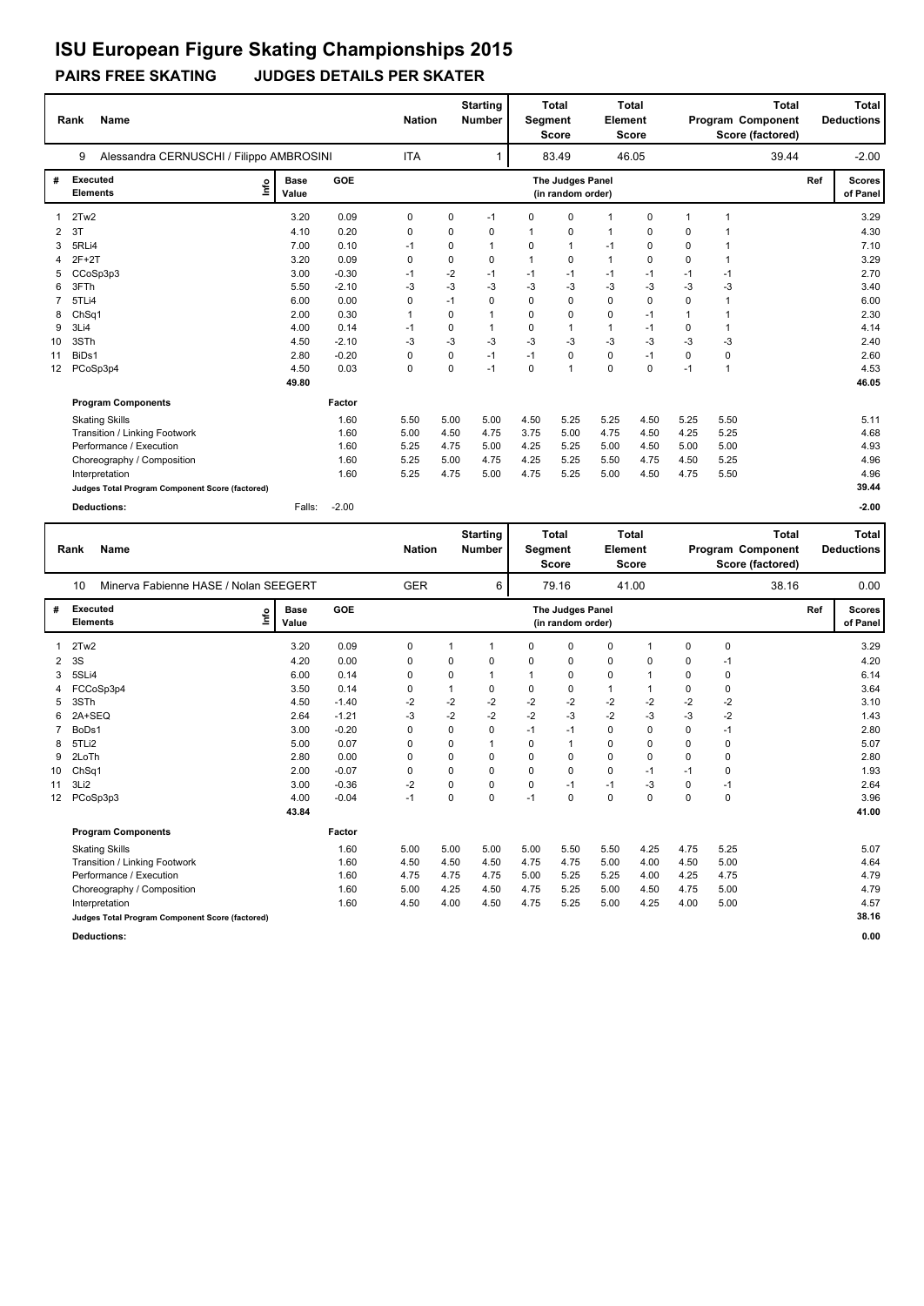# ISU European Figure Skating Championships 2015

## PAIRS FREE SKATING JUDGES DETAILS PER SKATER

| Rank | Name | Nation | Starting Number | Total Segment Score | Total Element Score | Total Program Component Score (factored) | Total Deductions |
|---|---|---|---|---|---|---|---|
| 9 | Alessandra CERNUSCHI / Filippo AMBROSINI | ITA | 1 | 83.49 | 46.05 | 39.44 | -2.00 |

| # | Executed Elements | Info | Base Value | GOE | J1 | J2 | J3 | J4 | J5 | J6 | J7 | J8 | J9 | Ref | Scores of Panel |
|---|---|---|---|---|---|---|---|---|---|---|---|---|---|---|---|
| 1 | 2Tw2 | | 3.20 | 0.09 | 0 | 0 | -1 | 0 | 0 | 1 | 0 | 1 | 1 | | 3.29 |
| 2 | 3T | | 4.10 | 0.20 | 0 | 0 | 0 | 1 | 0 | 1 | 0 | 0 | 1 | | 4.30 |
| 3 | 5RLi4 | | 7.00 | 0.10 | -1 | 0 | 1 | 0 | 1 | -1 | 0 | 0 | 1 | | 7.10 |
| 4 | 2F+2T | | 3.20 | 0.09 | 0 | 0 | 0 | 1 | 0 | 1 | 0 | 0 | 1 | | 3.29 |
| 5 | CCoSp3p3 | | 3.00 | -0.30 | -1 | -2 | -1 | -1 | -1 | -1 | -1 | -1 | -1 | | 2.70 |
| 6 | 3FTh | | 5.50 | -2.10 | -3 | -3 | -3 | -3 | -3 | -3 | -3 | -3 | -3 | | 3.40 |
| 7 | 5TLi4 | | 6.00 | 0.00 | 0 | -1 | 0 | 0 | 0 | 0 | 0 | 0 | 1 | | 6.00 |
| 8 | ChSq1 | | 2.00 | 0.30 | 1 | 0 | 1 | 0 | 0 | 0 | -1 | 1 | 1 | | 2.30 |
| 9 | 3Li4 | | 4.00 | 0.14 | -1 | 0 | 1 | 0 | 1 | 1 | -1 | 0 | 1 | | 4.14 |
| 10 | 3STh | | 4.50 | -2.10 | -3 | -3 | -3 | -3 | -3 | -3 | -3 | -3 | -3 | | 2.40 |
| 11 | BiDs1 | | 2.80 | -0.20 | 0 | 0 | -1 | -1 | 0 | 0 | -1 | 0 | 0 | | 2.60 |
| 12 | PCoSp3p4 | | 4.50 | 0.03 | 0 | 0 | -1 | 0 | 1 | 0 | 0 | -1 | 1 | | 4.53 |
| | | | 49.80 | | | | | | | | | | | | 46.05 |

| Program Components | Factor | J1 | J2 | J3 | J4 | J5 | J6 | J7 | J8 | J9 | Scores of Panel |
|---|---|---|---|---|---|---|---|---|---|---|---|
| Skating Skills | 1.60 | 5.50 | 5.00 | 5.00 | 4.50 | 5.25 | 5.25 | 4.50 | 5.25 | 5.50 | 5.11 |
| Transition / Linking Footwork | 1.60 | 5.00 | 4.50 | 4.75 | 3.75 | 5.00 | 4.75 | 4.50 | 4.25 | 5.25 | 4.68 |
| Performance / Execution | 1.60 | 5.25 | 4.75 | 5.00 | 4.25 | 5.25 | 5.00 | 4.50 | 5.00 | 5.00 | 4.93 |
| Choreography / Composition | 1.60 | 5.25 | 5.00 | 4.75 | 4.25 | 5.25 | 5.50 | 4.75 | 4.50 | 5.25 | 4.96 |
| Interpretation | 1.60 | 5.25 | 4.75 | 5.00 | 4.75 | 5.25 | 5.00 | 4.50 | 4.75 | 5.50 | 4.96 |
| Judges Total Program Component Score (factored) | | | | | | | | | | | 39.44 |

**Deductions:** Falls: -2.00 — **-2.00**

| Rank | Name | Nation | Starting Number | Total Segment Score | Total Element Score | Total Program Component Score (factored) | Total Deductions |
|---|---|---|---|---|---|---|---|
| 10 | Minerva Fabienne HASE / Nolan SEEGERT | GER | 6 | 79.16 | 41.00 | 38.16 | 0.00 |

| # | Executed Elements | Info | Base Value | GOE | J1 | J2 | J3 | J4 | J5 | J6 | J7 | J8 | J9 | Ref | Scores of Panel |
|---|---|---|---|---|---|---|---|---|---|---|---|---|---|---|---|
| 1 | 2Tw2 | | 3.20 | 0.09 | 0 | 1 | 1 | 0 | 0 | 0 | 1 | 0 | 0 | | 3.29 |
| 2 | 3S | | 4.20 | 0.00 | 0 | 0 | 0 | 0 | 0 | 0 | 0 | 0 | -1 | | 4.20 |
| 3 | 5SLi4 | | 6.00 | 0.14 | 0 | 0 | 1 | 1 | 0 | 0 | 1 | 0 | 0 | | 6.14 |
| 4 | FCCoSp3p4 | | 3.50 | 0.14 | 0 | 1 | 0 | 0 | 0 | 1 | 1 | 0 | 0 | | 3.64 |
| 5 | 3STh | | 4.50 | -1.40 | -2 | -2 | -2 | -2 | -2 | -2 | -2 | -2 | -2 | | 3.10 |
| 6 | 2A+SEQ | | 2.64 | -1.21 | -3 | -2 | -2 | -2 | -3 | -2 | -3 | -3 | -2 | | 1.43 |
| 7 | BoDs1 | | 3.00 | -0.20 | 0 | 0 | 0 | -1 | -1 | 0 | 0 | 0 | -1 | | 2.80 |
| 8 | 5TLi2 | | 5.00 | 0.07 | 0 | 0 | 1 | 0 | 1 | 0 | 0 | 0 | 0 | | 5.07 |
| 9 | 2LoTh | | 2.80 | 0.00 | 0 | 0 | 0 | 0 | 0 | 0 | 0 | 0 | 0 | | 2.80 |
| 10 | ChSq1 | | 2.00 | -0.07 | 0 | 0 | 0 | 0 | 0 | 0 | -1 | -1 | 0 | | 1.93 |
| 11 | 3Li2 | | 3.00 | -0.36 | -2 | 0 | 0 | 0 | -1 | -1 | -3 | 0 | -1 | | 2.64 |
| 12 | PCoSp3p3 | | 4.00 | -0.04 | -1 | 0 | 0 | -1 | 0 | 0 | 0 | 0 | 0 | | 3.96 |
| | | | 43.84 | | | | | | | | | | | | 41.00 |

| Program Components | Factor | J1 | J2 | J3 | J4 | J5 | J6 | J7 | J8 | J9 | Scores of Panel |
|---|---|---|---|---|---|---|---|---|---|---|---|
| Skating Skills | 1.60 | 5.00 | 5.00 | 5.00 | 5.00 | 5.50 | 5.50 | 4.25 | 4.75 | 5.25 | 5.07 |
| Transition / Linking Footwork | 1.60 | 4.50 | 4.50 | 4.50 | 4.75 | 4.75 | 5.00 | 4.00 | 4.50 | 5.00 | 4.64 |
| Performance / Execution | 1.60 | 4.75 | 4.75 | 4.75 | 5.00 | 5.25 | 5.25 | 4.00 | 4.25 | 4.75 | 4.79 |
| Choreography / Composition | 1.60 | 5.00 | 4.25 | 4.50 | 4.75 | 5.25 | 5.00 | 4.50 | 4.75 | 5.00 | 4.79 |
| Interpretation | 1.60 | 4.50 | 4.00 | 4.50 | 4.75 | 5.25 | 5.00 | 4.25 | 4.00 | 5.00 | 4.57 |
| Judges Total Program Component Score (factored) | | | | | | | | | | | 38.16 |

**Deductions:** **0.00**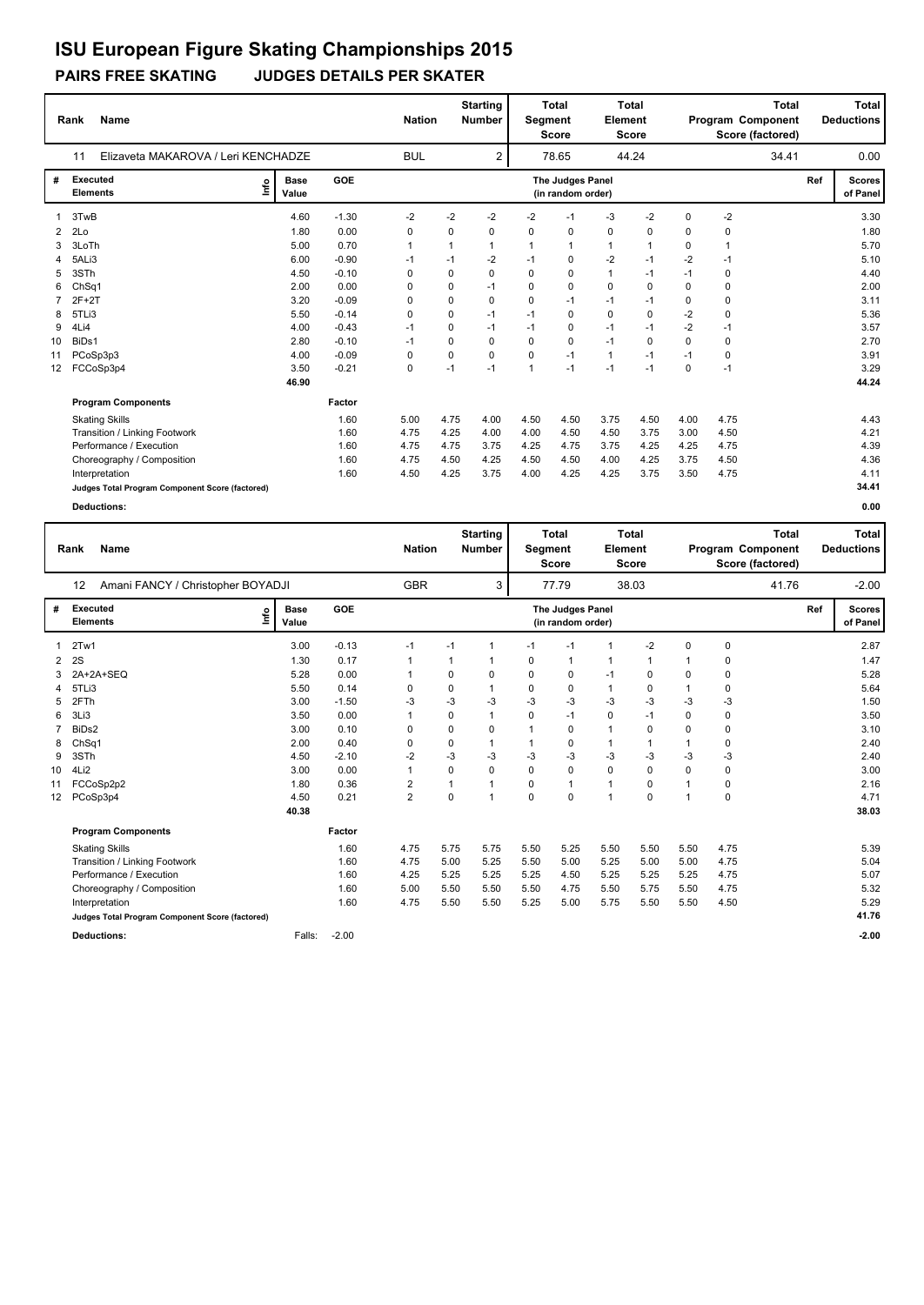# ISU European Figure Skating Championships 2015

## PAIRS FREE SKATING JUDGES DETAILS PER SKATER

| Rank | Name | Nation | Starting Number | Total Segment Score | Total Element Score | Total Program Component Score (factored) | Total Deductions |
|---|---|---|---|---|---|---|---|
| 11 | Elizaveta MAKAROVA / Leri KENCHADZE | BUL | 2 | 78.65 | 44.24 | 34.41 | 0.00 |

| # | Executed Elements | Info | Base Value | GOE | The Judges Panel (in random order) | | | | | | | | | Ref | Scores of Panel |
|---|---|---|---|---|---|---|---|---|---|---|---|---|---|---|---|
| 1 | 3TwB | | 4.60 | -1.30 | -2 | -2 | -2 | -2 | -1 | -3 | -2 | 0 | -2 | | 3.30 |
| 2 | 2Lo | | 1.80 | 0.00 | 0 | 0 | 0 | 0 | 0 | 0 | 0 | 0 | 0 | | 1.80 |
| 3 | 3LoTh | | 5.00 | 0.70 | 1 | 1 | 1 | 1 | 1 | 1 | 1 | 0 | 1 | | 5.70 |
| 4 | 5ALi3 | | 6.00 | -0.90 | -1 | -1 | -2 | -1 | 0 | -2 | -1 | -2 | -1 | | 5.10 |
| 5 | 3STh | | 4.50 | -0.10 | 0 | 0 | 0 | 0 | 0 | 1 | -1 | -1 | 0 | | 4.40 |
| 6 | ChSq1 | | 2.00 | 0.00 | 0 | 0 | -1 | 0 | 0 | 0 | 0 | 0 | 0 | | 2.00 |
| 7 | 2F+2T | | 3.20 | -0.09 | 0 | 0 | 0 | 0 | -1 | -1 | -1 | 0 | 0 | | 3.11 |
| 8 | 5TLi3 | | 5.50 | -0.14 | 0 | 0 | -1 | -1 | 0 | 0 | 0 | -2 | 0 | | 5.36 |
| 9 | 4Li4 | | 4.00 | -0.43 | -1 | 0 | -1 | -1 | 0 | -1 | -1 | -2 | -1 | | 3.57 |
| 10 | BiDs1 | | 2.80 | -0.10 | -1 | 0 | 0 | 0 | 0 | -1 | 0 | 0 | 0 | | 2.70 |
| 11 | PCoSp3p3 | | 4.00 | -0.09 | 0 | 0 | 0 | 0 | -1 | 1 | -1 | -1 | 0 | | 3.91 |
| 12 | FCCoSp3p4 | | 3.50 | -0.21 | 0 | -1 | -1 | 1 | -1 | -1 | -1 | 0 | -1 | | 3.29 |
| | | | 46.90 | | | | | | | | | | | | 44.24 |

| Program Components | | Factor | | | | | | | | | | | |
|---|---|---|---|---|---|---|---|---|---|---|---|---|---|
| Skating Skills | | 1.60 | 5.00 | 4.75 | 4.00 | 4.50 | 4.50 | 3.75 | 4.50 | 4.00 | 4.75 | | 4.43 |
| Transition / Linking Footwork | | 1.60 | 4.75 | 4.25 | 4.00 | 4.00 | 4.50 | 4.50 | 3.75 | 3.00 | 4.50 | | 4.21 |
| Performance / Execution | | 1.60 | 4.75 | 4.75 | 3.75 | 4.25 | 4.75 | 3.75 | 4.25 | 4.25 | 4.75 | | 4.39 |
| Choreography / Composition | | 1.60 | 4.75 | 4.50 | 4.25 | 4.50 | 4.50 | 4.00 | 4.25 | 3.75 | 4.50 | | 4.36 |
| Interpretation | | 1.60 | 4.50 | 4.25 | 3.75 | 4.00 | 4.25 | 4.25 | 3.75 | 3.50 | 4.75 | | 4.11 |
| Judges Total Program Component Score (factored) | | | | | | | | | | | | | 34.41 |
| Deductions: | | | | | | | | | | | | | 0.00 |

| Rank | Name | Nation | Starting Number | Total Segment Score | Total Element Score | Total Program Component Score (factored) | Total Deductions |
|---|---|---|---|---|---|---|---|
| 12 | Amani FANCY / Christopher BOYADJI | GBR | 3 | 77.79 | 38.03 | 41.76 | -2.00 |

| # | Executed Elements | Info | Base Value | GOE | The Judges Panel (in random order) | | | | | | | | | Ref | Scores of Panel |
|---|---|---|---|---|---|---|---|---|---|---|---|---|---|---|---|
| 1 | 2Tw1 | | 3.00 | -0.13 | -1 | -1 | 1 | -1 | -1 | 1 | -2 | 0 | 0 | | 2.87 |
| 2 | 2S | | 1.30 | 0.17 | 1 | 1 | 1 | 0 | 1 | 1 | 1 | 1 | 0 | | 1.47 |
| 3 | 2A+2A+SEQ | | 5.28 | 0.00 | 1 | 0 | 0 | 0 | 0 | -1 | 0 | 0 | 0 | | 5.28 |
| 4 | 5TLi3 | | 5.50 | 0.14 | 0 | 0 | 1 | 0 | 0 | 1 | 0 | 1 | 0 | | 5.64 |
| 5 | 2FTh | | 3.00 | -1.50 | -3 | -3 | -3 | -3 | -3 | -3 | -3 | -3 | -3 | | 1.50 |
| 6 | 3Li3 | | 3.50 | 0.00 | 1 | 0 | 1 | 0 | -1 | 0 | -1 | 0 | 0 | | 3.50 |
| 7 | BiDs2 | | 3.00 | 0.10 | 0 | 0 | 0 | 1 | 0 | 1 | 0 | 0 | 0 | | 3.10 |
| 8 | ChSq1 | | 2.00 | 0.40 | 0 | 0 | 1 | 1 | 0 | 1 | 1 | 1 | 0 | | 2.40 |
| 9 | 3STh | | 4.50 | -2.10 | -2 | -3 | -3 | -3 | -3 | -3 | -3 | -3 | -3 | | 2.40 |
| 10 | 4Li2 | | 3.00 | 0.00 | 1 | 0 | 0 | 0 | 0 | 0 | 0 | 0 | 0 | | 3.00 |
| 11 | FCCoSp2p2 | | 1.80 | 0.36 | 2 | 1 | 1 | 0 | 1 | 1 | 0 | 1 | 0 | | 2.16 |
| 12 | PCoSp3p4 | | 4.50 | 0.21 | 2 | 0 | 1 | 0 | 0 | 1 | 0 | 1 | 0 | | 4.71 |
| | | | 40.38 | | | | | | | | | | | | 38.03 |

| Program Components | | Factor | | | | | | | | | | | |
|---|---|---|---|---|---|---|---|---|---|---|---|---|---|
| Skating Skills | | 1.60 | 4.75 | 5.75 | 5.75 | 5.50 | 5.25 | 5.50 | 5.50 | 5.50 | 4.75 | | 5.39 |
| Transition / Linking Footwork | | 1.60 | 4.75 | 5.00 | 5.25 | 5.50 | 5.00 | 5.25 | 5.00 | 5.00 | 4.75 | | 5.04 |
| Performance / Execution | | 1.60 | 4.25 | 5.25 | 5.25 | 5.25 | 4.50 | 5.25 | 5.25 | 5.25 | 4.75 | | 5.07 |
| Choreography / Composition | | 1.60 | 5.00 | 5.50 | 5.50 | 5.50 | 4.75 | 5.50 | 5.75 | 5.50 | 4.75 | | 5.32 |
| Interpretation | | 1.60 | 4.75 | 5.50 | 5.50 | 5.25 | 5.00 | 5.75 | 5.50 | 5.50 | 4.50 | | 5.29 |
| Judges Total Program Component Score (factored) | | | | | | | | | | | | | 41.76 |
| Deductions: | Falls: | -2.00 | | | | | | | | | | | -2.00 |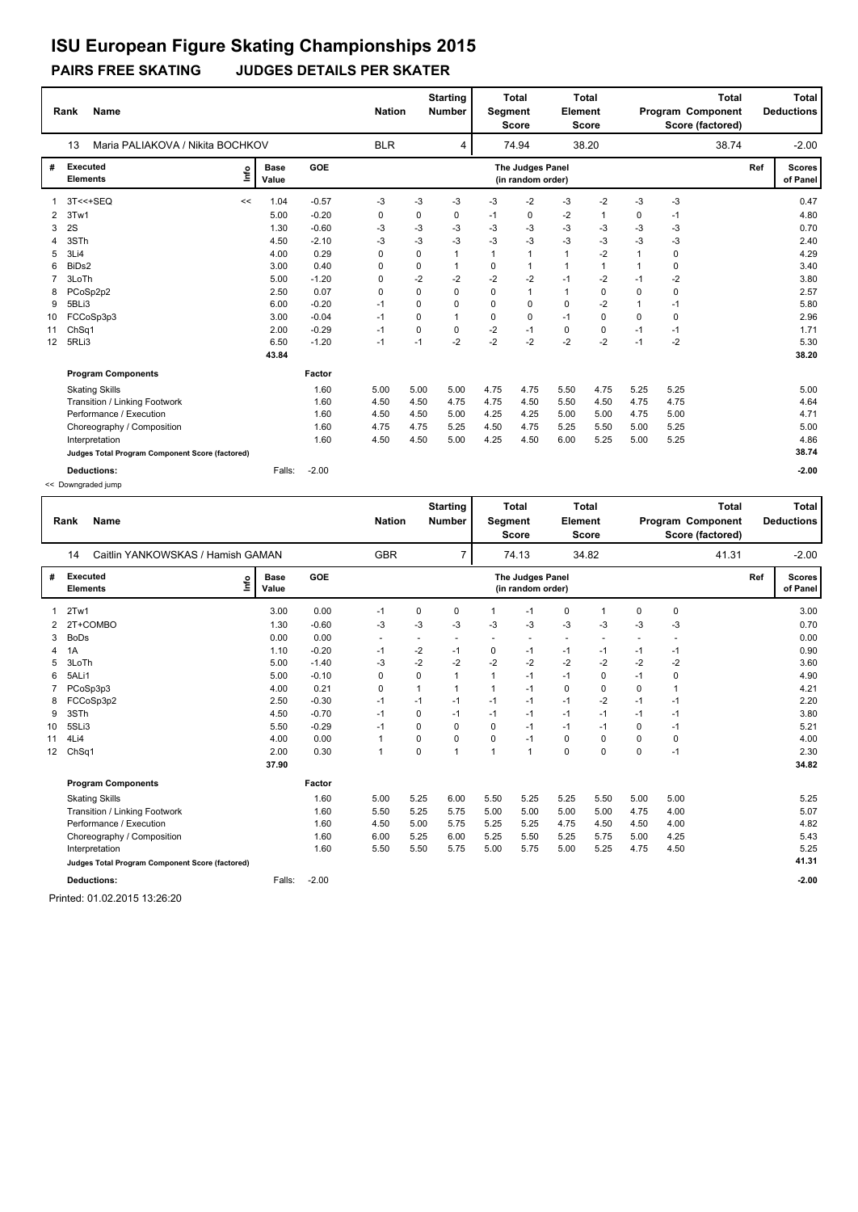# ISU European Figure Skating Championships 2015

## PAIRS FREE SKATING JUDGES DETAILS PER SKATER

| Rank | Name | Nation | Starting Number | Total Segment Score | Total Element Score | Total Program Component Score (factored) | Total Deductions |
|---|---|---|---|---|---|---|---|
| 13 | Maria PALIAKOVA / Nikita BOCHKOV | BLR | 4 | 74.94 | 38.20 | 38.74 | -2.00 |

| # | Executed Elements | Info | Base Value | GOE | J1 | J2 | J3 | J4 | J5 | J6 | J7 | J8 | J9 | Ref | Scores of Panel |
|---|---|---|---|---|---|---|---|---|---|---|---|---|---|---|---|
| 1 | 3T<<+SEQ | << | 1.04 | -0.57 | -3 | -3 | -3 | -3 | -2 | -3 | -2 | -3 | -3 | | 0.47 |
| 2 | 3Tw1 | | 5.00 | -0.20 | 0 | 0 | 0 | -1 | 0 | -2 | 1 | 0 | -1 | | 4.80 |
| 3 | 2S | | 1.30 | -0.60 | -3 | -3 | -3 | -3 | -3 | -3 | -3 | -3 | -3 | | 0.70 |
| 4 | 3STh | | 4.50 | -2.10 | -3 | -3 | -3 | -3 | -3 | -3 | -3 | -3 | -3 | | 2.40 |
| 5 | 3Li4 | | 4.00 | 0.29 | 0 | 0 | 1 | 1 | 1 | 1 | -2 | 1 | 0 | | 4.29 |
| 6 | BiDs2 | | 3.00 | 0.40 | 0 | 0 | 1 | 0 | 1 | 1 | 1 | 1 | 0 | | 3.40 |
| 7 | 3LoTh | | 5.00 | -1.20 | 0 | -2 | -2 | -2 | -2 | -1 | -2 | -1 | -2 | | 3.80 |
| 8 | PCoSp2p2 | | 2.50 | 0.07 | 0 | 0 | 0 | 0 | 1 | 1 | 0 | 0 | 0 | | 2.57 |
| 9 | 5BLi3 | | 6.00 | -0.20 | -1 | 0 | 0 | 0 | 0 | 0 | -2 | 1 | -1 | | 5.80 |
| 10 | FCCoSp3p3 | | 3.00 | -0.04 | -1 | 0 | 1 | 0 | 0 | -1 | 0 | 0 | 0 | | 2.96 |
| 11 | ChSq1 | | 2.00 | -0.29 | -1 | 0 | 0 | -2 | -1 | 0 | 0 | -1 | -1 | | 1.71 |
| 12 | 5RLi3 | | 6.50 | -1.20 | -1 | -1 | -2 | -2 | -2 | -2 | -2 | -1 | -2 | | 5.30 |
| | | | 43.84 | | | | | | | | | | | | 38.20 |

| Program Components | Factor | J1 | J2 | J3 | J4 | J5 | J6 | J7 | J8 | J9 | Scores of Panel |
|---|---|---|---|---|---|---|---|---|---|---|---|
| Skating Skills | 1.60 | 5.00 | 5.00 | 5.00 | 4.75 | 4.75 | 5.50 | 4.75 | 5.25 | 5.25 | 5.00 |
| Transition / Linking Footwork | 1.60 | 4.50 | 4.50 | 4.75 | 4.75 | 4.50 | 5.50 | 4.50 | 4.75 | 4.75 | 4.64 |
| Performance / Execution | 1.60 | 4.50 | 4.50 | 5.00 | 4.25 | 4.25 | 5.00 | 5.00 | 4.75 | 5.00 | 4.71 |
| Choreography / Composition | 1.60 | 4.75 | 4.75 | 5.25 | 4.50 | 4.75 | 5.25 | 5.50 | 5.00 | 5.25 | 5.00 |
| Interpretation | 1.60 | 4.50 | 4.50 | 5.00 | 4.25 | 4.50 | 6.00 | 5.25 | 5.00 | 5.25 | 4.86 |
| Judges Total Program Component Score (factored) | | | | | | | | | | | 38.74 |

**Deductions:** Falls: -2.00 &nbsp;&nbsp; -2.00

<< Downgraded jump

| Rank | Name | Nation | Starting Number | Total Segment Score | Total Element Score | Total Program Component Score (factored) | Total Deductions |
|---|---|---|---|---|---|---|---|
| 14 | Caitlin YANKOWSKAS / Hamish GAMAN | GBR | 7 | 74.13 | 34.82 | 41.31 | -2.00 |

| # | Executed Elements | Info | Base Value | GOE | J1 | J2 | J3 | J4 | J5 | J6 | J7 | J8 | J9 | Ref | Scores of Panel |
|---|---|---|---|---|---|---|---|---|---|---|---|---|---|---|---|
| 1 | 2Tw1 | | 3.00 | 0.00 | -1 | 0 | 0 | 1 | -1 | 0 | 1 | 0 | 0 | | 3.00 |
| 2 | 2T+COMBO | | 1.30 | -0.60 | -3 | -3 | -3 | -3 | -3 | -3 | -3 | -3 | -3 | | 0.70 |
| 3 | BoDs | | 0.00 | 0.00 | - | - | - | - | - | - | - | - | - | | 0.00 |
| 4 | 1A | | 1.10 | -0.20 | -1 | -2 | -1 | 0 | -1 | -1 | -1 | -1 | -1 | | 0.90 |
| 5 | 3LoTh | | 5.00 | -1.40 | -3 | -2 | -2 | -2 | -2 | -2 | -2 | -2 | -2 | | 3.60 |
| 6 | 5ALi1 | | 5.00 | -0.10 | 0 | 0 | 1 | 1 | -1 | -1 | 0 | -1 | 0 | | 4.90 |
| 7 | PCoSp3p3 | | 4.00 | 0.21 | 0 | 1 | 1 | 1 | -1 | 0 | 0 | 0 | 1 | | 4.21 |
| 8 | FCCoSp3p2 | | 2.50 | -0.30 | -1 | -1 | -1 | -1 | -1 | -1 | -2 | -1 | -1 | | 2.20 |
| 9 | 3STh | | 4.50 | -0.70 | -1 | 0 | -1 | -1 | -1 | -1 | -1 | -1 | -1 | | 3.80 |
| 10 | 5SLi3 | | 5.50 | -0.29 | -1 | 0 | 0 | 0 | -1 | -1 | -1 | 0 | -1 | | 5.21 |
| 11 | 4Li4 | | 4.00 | 0.00 | 1 | 0 | 0 | 0 | -1 | 0 | 0 | 0 | 0 | | 4.00 |
| 12 | ChSq1 | | 2.00 | 0.30 | 1 | 0 | 1 | 1 | 1 | 0 | 0 | 0 | -1 | | 2.30 |
| | | | 37.90 | | | | | | | | | | | | 34.82 |

| Program Components | Factor | J1 | J2 | J3 | J4 | J5 | J6 | J7 | J8 | J9 | Scores of Panel |
|---|---|---|---|---|---|---|---|---|---|---|---|
| Skating Skills | 1.60 | 5.00 | 5.25 | 6.00 | 5.50 | 5.25 | 5.25 | 5.50 | 5.00 | 5.00 | 5.25 |
| Transition / Linking Footwork | 1.60 | 5.50 | 5.25 | 5.75 | 5.00 | 5.00 | 5.00 | 5.00 | 4.75 | 4.00 | 5.07 |
| Performance / Execution | 1.60 | 4.50 | 5.00 | 5.75 | 5.25 | 5.25 | 4.75 | 4.50 | 4.50 | 4.00 | 4.82 |
| Choreography / Composition | 1.60 | 6.00 | 5.25 | 6.00 | 5.25 | 5.50 | 5.25 | 5.75 | 5.00 | 4.25 | 5.43 |
| Interpretation | 1.60 | 5.50 | 5.50 | 5.75 | 5.00 | 5.75 | 5.00 | 5.25 | 4.75 | 4.50 | 5.25 |
| Judges Total Program Component Score (factored) | | | | | | | | | | | 41.31 |

**Deductions:** Falls: -2.00 &nbsp;&nbsp; -2.00

Printed: 01.02.2015 13:26:20